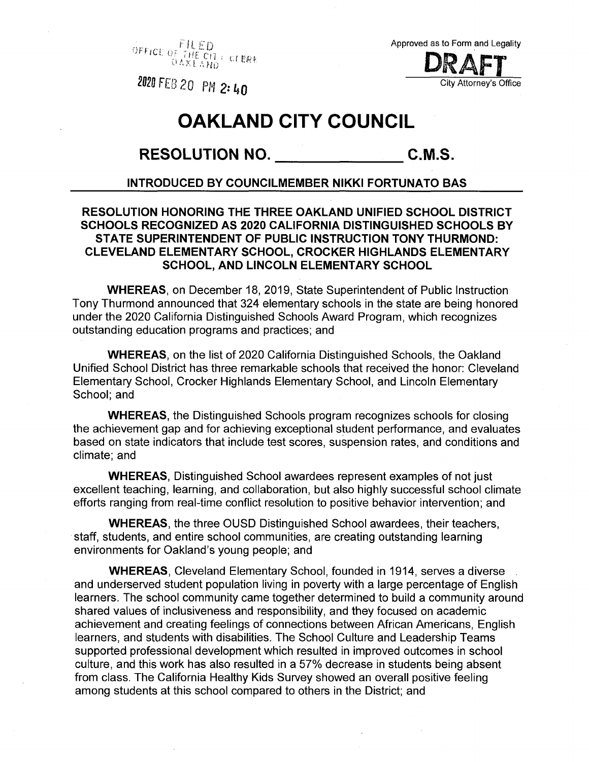FILED
OFFICE OF THE CITY CLERK
OAKLAND

2020 FEB 20 PM 2:40

Approved as to Form and Legality

**DRAFT**

City Attorney's Office

# OAKLAND CITY COUNCIL

## RESOLUTION NO. _____________ C.M.S.

**INTRODUCED BY COUNCILMEMBER NIKKI FORTUNATO BAS**

**RESOLUTION HONORING THE THREE OAKLAND UNIFIED SCHOOL DISTRICT SCHOOLS RECOGNIZED AS 2020 CALIFORNIA DISTINGUISHED SCHOOLS BY STATE SUPERINTENDENT OF PUBLIC INSTRUCTION TONY THURMOND: CLEVELAND ELEMENTARY SCHOOL, CROCKER HIGHLANDS ELEMENTARY SCHOOL, AND LINCOLN ELEMENTARY SCHOOL**

**WHEREAS**, on December 18, 2019, State Superintendent of Public Instruction Tony Thurmond announced that 324 elementary schools in the state are being honored under the 2020 California Distinguished Schools Award Program, which recognizes outstanding education programs and practices; and

**WHEREAS**, on the list of 2020 California Distinguished Schools, the Oakland Unified School District has three remarkable schools that received the honor: Cleveland Elementary School, Crocker Highlands Elementary School, and Lincoln Elementary School; and

**WHEREAS**, the Distinguished Schools program recognizes schools for closing the achievement gap and for achieving exceptional student performance, and evaluates based on state indicators that include test scores, suspension rates, and conditions and climate; and

**WHEREAS**, Distinguished School awardees represent examples of not just excellent teaching, learning, and collaboration, but also highly successful school climate efforts ranging from real-time conflict resolution to positive behavior intervention; and

**WHEREAS**, the three OUSD Distinguished School awardees, their teachers, staff, students, and entire school communities, are creating outstanding learning environments for Oakland's young people; and

**WHEREAS**, Cleveland Elementary School, founded in 1914, serves a diverse and underserved student population living in poverty with a large percentage of English learners. The school community came together determined to build a community around shared values of inclusiveness and responsibility, and they focused on academic achievement and creating feelings of connections between African Americans, English learners, and students with disabilities. The School Culture and Leadership Teams supported professional development which resulted in improved outcomes in school culture, and this work has also resulted in a 57% decrease in students being absent from class. The California Healthy Kids Survey showed an overall positive feeling among students at this school compared to others in the District; and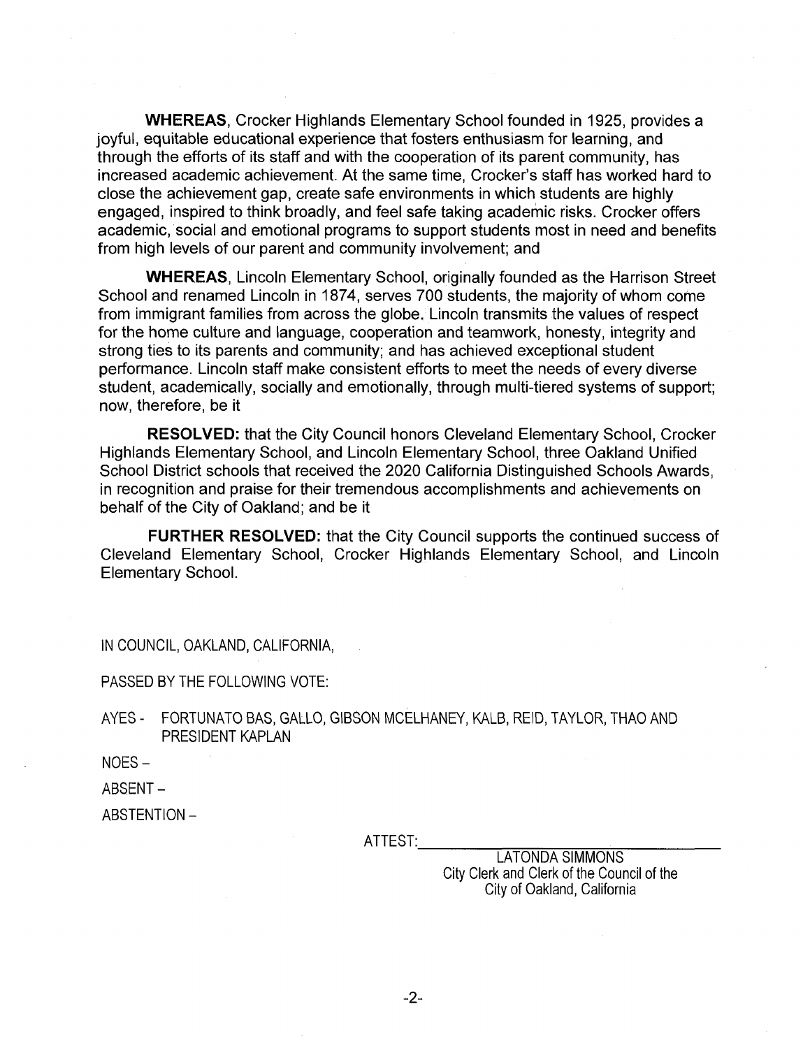**WHEREAS**, Crocker Highlands Elementary School founded in 1925, provides a joyful, equitable educational experience that fosters enthusiasm for learning, and through the efforts of its staff and with the cooperation of its parent community, has increased academic achievement. At the same time, Crocker's staff has worked hard to close the achievement gap, create safe environments in which students are highly engaged, inspired to think broadly, and feel safe taking academic risks. Crocker offers academic, social and emotional programs to support students most in need and benefits from high levels of our parent and community involvement; and

**WHEREAS**, Lincoln Elementary School, originally founded as the Harrison Street School and renamed Lincoln in 1874, serves 700 students, the majority of whom come from immigrant families from across the globe. Lincoln transmits the values of respect for the home culture and language, cooperation and teamwork, honesty, integrity and strong ties to its parents and community; and has achieved exceptional student performance. Lincoln staff make consistent efforts to meet the needs of every diverse student, academically, socially and emotionally, through multi-tiered systems of support; now, therefore, be it

**RESOLVED:** that the City Council honors Cleveland Elementary School, Crocker Highlands Elementary School, and Lincoln Elementary School, three Oakland Unified School District schools that received the 2020 California Distinguished Schools Awards, in recognition and praise for their tremendous accomplishments and achievements on behalf of the City of Oakland; and be it

**FURTHER RESOLVED:** that the City Council supports the continued success of Cleveland Elementary School, Crocker Highlands Elementary School, and Lincoln Elementary School.

IN COUNCIL, OAKLAND, CALIFORNIA,

PASSED BY THE FOLLOWING VOTE:

AYES - FORTUNATO BAS, GALLO, GIBSON MCELHANEY, KALB, REID, TAYLOR, THAO AND PRESIDENT KAPLAN

NOES –

ABSENT –

ABSTENTION –

ATTEST: \_\_\_\_\_\_\_\_\_\_\_\_\_\_\_\_\_\_\_\_\_\_\_\_\_\_\_\_\_\_

LATONDA SIMMONS
City Clerk and Clerk of the Council of the
City of Oakland, California